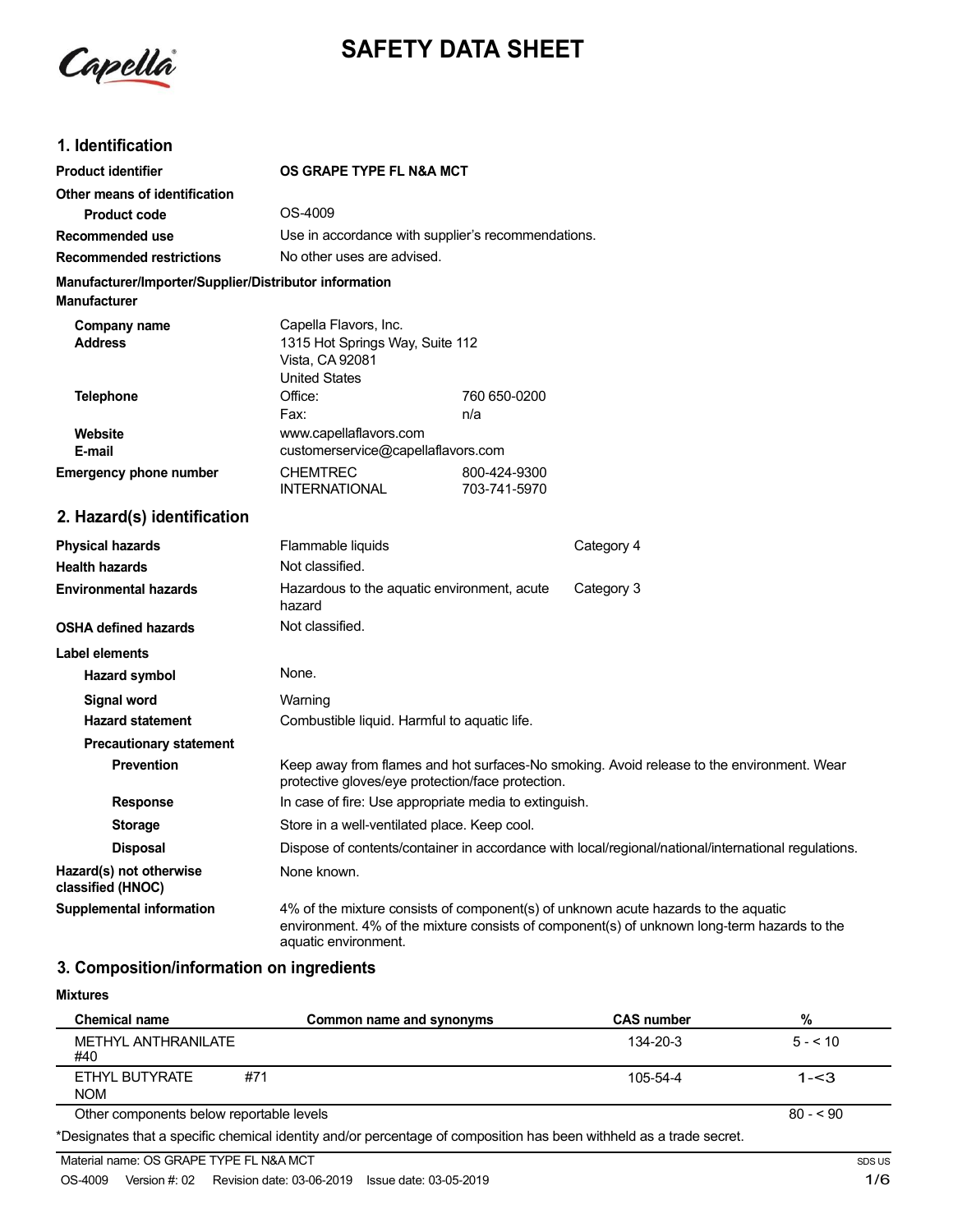# SAFETY DATA SHEET

## 1. Identification

| | | |
|---|---|---|
| **Product identifier** | **OS GRAPE TYPE FL N&A MCT** | |
| **Other means of identification** | | |
| **Product code** | OS-4009 | |
| **Recommended use** | Use in accordance with supplier's recommendations. | |
| **Recommended restrictions** | No other uses are advised. | |

**Manufacturer/Importer/Supplier/Distributor information**

**Manufacturer**

| | | |
|---|---|---|
| **Company name** | Capella Flavors, Inc. | |
| **Address** | 1315 Hot Springs Way, Suite 112<br>Vista, CA 92081<br>United States | |
| **Telephone** | Office: | 760 650-0200 |
| | Fax: | n/a |
| **Website** | www.capellaflavors.com | |
| **E-mail** | customerservice@capellaflavors.com | |
| **Emergency phone number** | CHEMTREC | 800-424-9300 |
| | INTERNATIONAL | 703-741-5970 |

## 2. Hazard(s) identification

| | | |
|---|---|---|
| **Physical hazards** | Flammable liquids | Category 4 |
| **Health hazards** | Not classified. | |
| **Environmental hazards** | Hazardous to the aquatic environment, acute hazard | Category 3 |
| **OSHA defined hazards** | Not classified. | |

**Label elements**

| | |
|---|---|
| **Hazard symbol** | None. |
| **Signal word** | Warning |
| **Hazard statement** | Combustible liquid. Harmful to aquatic life. |
| **Precautionary statement** | |
| **Prevention** | Keep away from flames and hot surfaces-No smoking. Avoid release to the environment. Wear protective gloves/eye protection/face protection. |
| **Response** | In case of fire: Use appropriate media to extinguish. |
| **Storage** | Store in a well-ventilated place. Keep cool. |
| **Disposal** | Dispose of contents/container in accordance with local/regional/national/international regulations. |
| **Hazard(s) not otherwise classified (HNOC)** | None known. |
| **Supplemental information** | 4% of the mixture consists of component(s) of unknown acute hazards to the aquatic environment. 4% of the mixture consists of component(s) of unknown long-term hazards to the aquatic environment. |

## 3. Composition/information on ingredients

**Mixtures**

| Chemical name | Common name and synonyms | CAS number | % |
|---|---|---|---|
| METHYL ANTHRANILATE #40 | | 134-20-3 | 5 - < 10 |
| ETHYL BUTYRATE #71 NOM | | 105-54-4 | 1-<3 |
| Other components below reportable levels | | | 80 - < 90 |

*Designates that a specific chemical identity and/or percentage of composition has been withheld as a trade secret.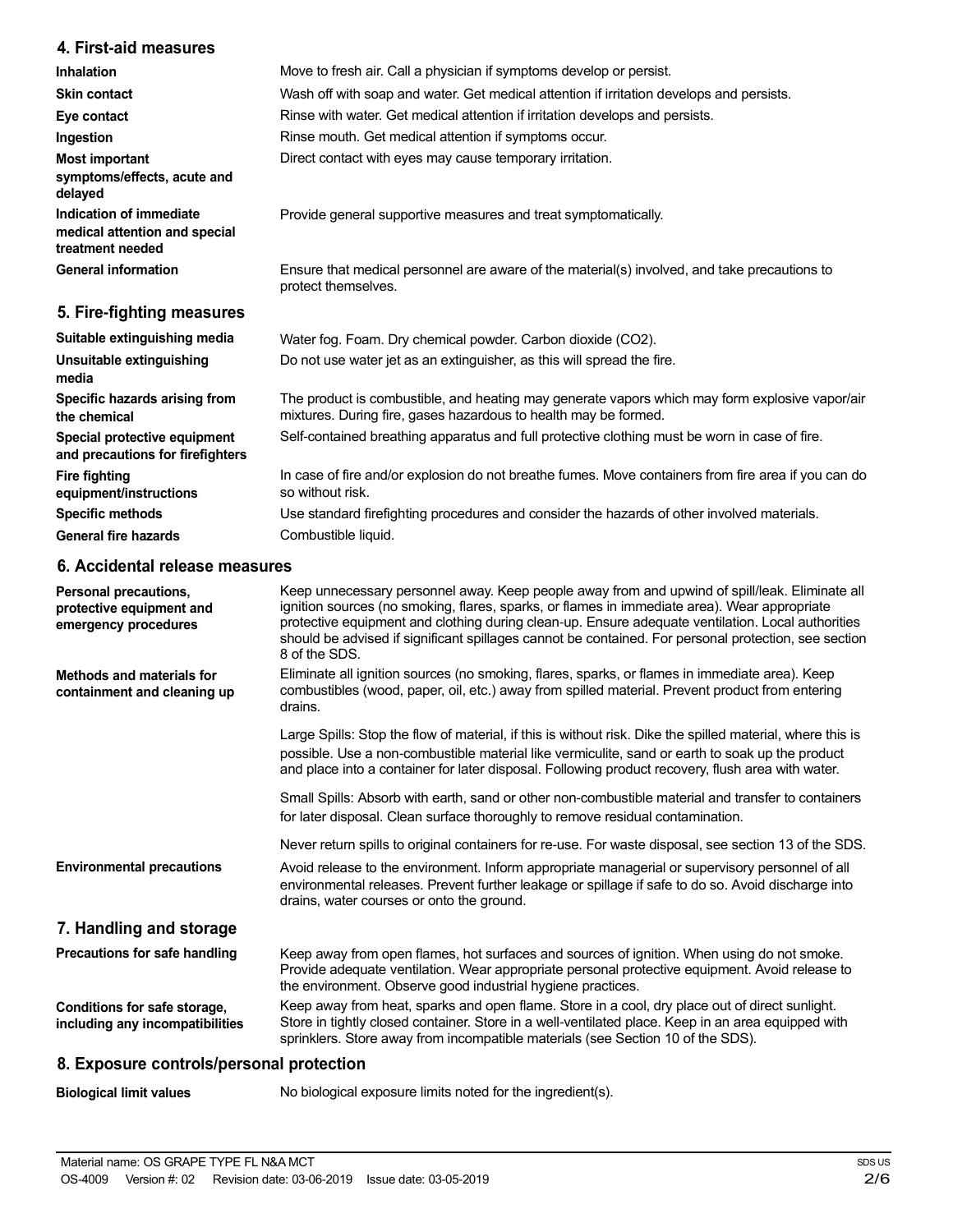## 4. First-aid measures

| | |
|---|---|
| **Inhalation** | Move to fresh air. Call a physician if symptoms develop or persist. |
| **Skin contact** | Wash off with soap and water. Get medical attention if irritation develops and persists. |
| **Eye contact** | Rinse with water. Get medical attention if irritation develops and persists. |
| **Ingestion** | Rinse mouth. Get medical attention if symptoms occur. |
| **Most important symptoms/effects, acute and delayed** | Direct contact with eyes may cause temporary irritation. |
| **Indication of immediate medical attention and special treatment needed** | Provide general supportive measures and treat symptomatically. |
| **General information** | Ensure that medical personnel are aware of the material(s) involved, and take precautions to protect themselves. |

## 5. Fire-fighting measures

| | |
|---|---|
| **Suitable extinguishing media** | Water fog. Foam. Dry chemical powder. Carbon dioxide ($CO_2$). |
| **Unsuitable extinguishing media** | Do not use water jet as an extinguisher, as this will spread the fire. |
| **Specific hazards arising from the chemical** | The product is combustible, and heating may generate vapors which may form explosive vapor/air mixtures. During fire, gases hazardous to health may be formed. |
| **Special protective equipment and precautions for firefighters** | Self-contained breathing apparatus and full protective clothing must be worn in case of fire. |
| **Fire fighting equipment/instructions** | In case of fire and/or explosion do not breathe fumes. Move containers from fire area if you can do so without risk. |
| **Specific methods** | Use standard firefighting procedures and consider the hazards of other involved materials. |
| **General fire hazards** | Combustible liquid. |

## 6. Accidental release measures

**Personal precautions, protective equipment and emergency procedures**

Keep unnecessary personnel away. Keep people away from and upwind of spill/leak. Eliminate all ignition sources (no smoking, flares, sparks, or flames in immediate area). Wear appropriate protective equipment and clothing during clean-up. Ensure adequate ventilation. Local authorities should be advised if significant spillages cannot be contained. For personal protection, see section 8 of the SDS.

**Methods and materials for containment and cleaning up**

Eliminate all ignition sources (no smoking, flares, sparks, or flames in immediate area). Keep combustibles (wood, paper, oil, etc.) away from spilled material. Prevent product from entering drains.

Large Spills: Stop the flow of material, if this is without risk. Dike the spilled material, where this is possible. Use a non-combustible material like vermiculite, sand or earth to soak up the product and place into a container for later disposal. Following product recovery, flush area with water.

Small Spills: Absorb with earth, sand or other non-combustible material and transfer to containers for later disposal. Clean surface thoroughly to remove residual contamination.

Never return spills to original containers for re-use. For waste disposal, see section 13 of the SDS.

**Environmental precautions**

Avoid release to the environment. Inform appropriate managerial or supervisory personnel of all environmental releases. Prevent further leakage or spillage if safe to do so. Avoid discharge into drains, water courses or onto the ground.

## 7. Handling and storage

**Precautions for safe handling**

Keep away from open flames, hot surfaces and sources of ignition. When using do not smoke. Provide adequate ventilation. Wear appropriate personal protective equipment. Avoid release to the environment. Observe good industrial hygiene practices.

**Conditions for safe storage, including any incompatibilities**

Keep away from heat, sparks and open flame. Store in a cool, dry place out of direct sunlight. Store in tightly closed container. Store in a well-ventilated place. Keep in an area equipped with sprinklers. Store away from incompatible materials (see Section 10 of the SDS).

## 8. Exposure controls/personal protection

**Biological limit values**

No biological exposure limits noted for the ingredient(s).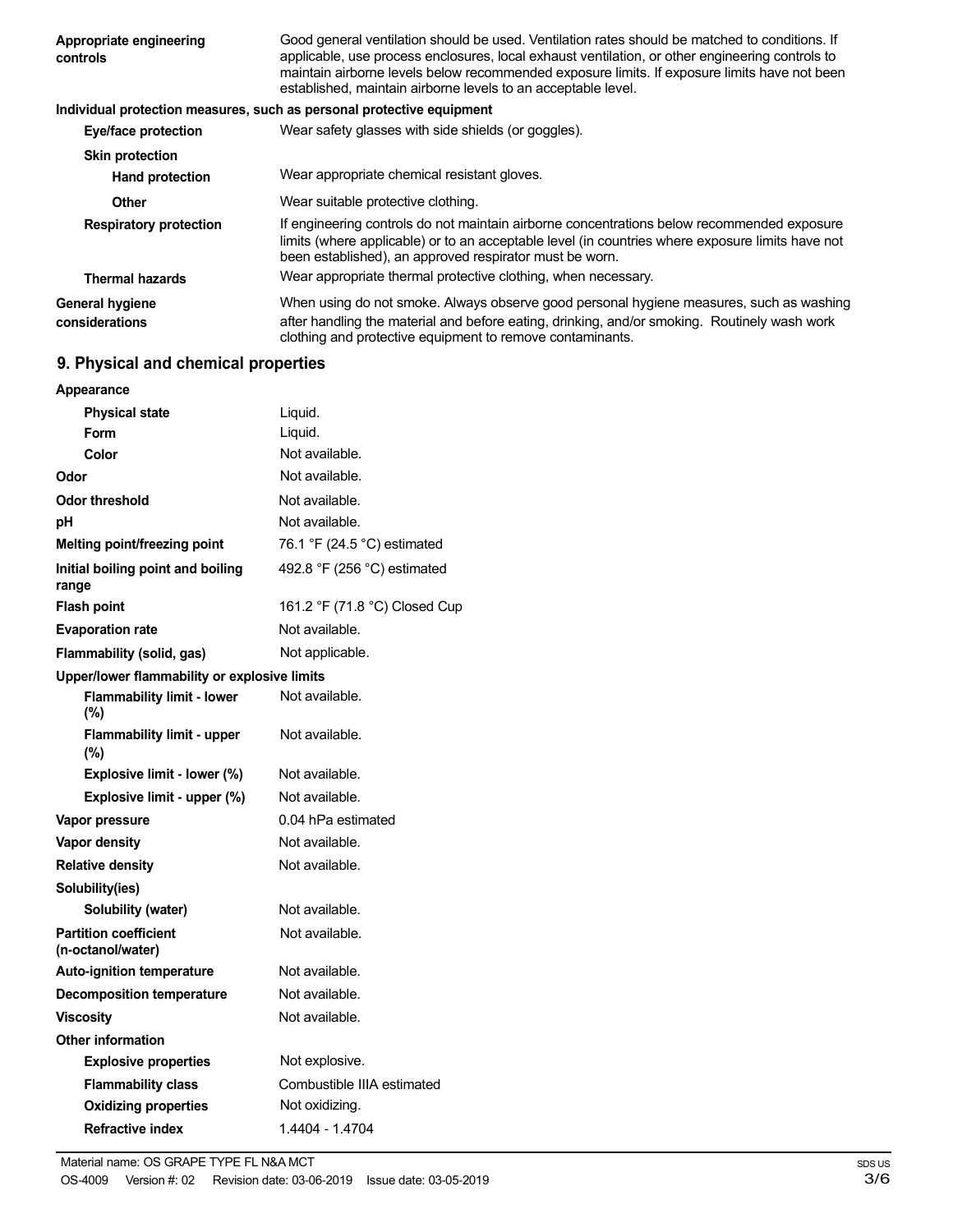| | |
|---|---|
| **Appropriate engineering controls** | Good general ventilation should be used. Ventilation rates should be matched to conditions. If applicable, use process enclosures, local exhaust ventilation, or other engineering controls to maintain airborne levels below recommended exposure limits. If exposure limits have not been established, maintain airborne levels to an acceptable level. |

**Individual protection measures, such as personal protective equipment**

| | |
|---|---|
| **Eye/face protection** | Wear safety glasses with side shields (or goggles). |
| **Skin protection** | |
| **Hand protection** | Wear appropriate chemical resistant gloves. |
| **Other** | Wear suitable protective clothing. |
| **Respiratory protection** | If engineering controls do not maintain airborne concentrations below recommended exposure limits (where applicable) or to an acceptable level (in countries where exposure limits have not been established), an approved respirator must be worn. |
| **Thermal hazards** | Wear appropriate thermal protective clothing, when necessary. |
| **General hygiene considerations** | When using do not smoke. Always observe good personal hygiene measures, such as washing after handling the material and before eating, drinking, and/or smoking. Routinely wash work clothing and protective equipment to remove contaminants. |

## 9. Physical and chemical properties

| | |
|---|---|
| **Appearance** | |
| **Physical state** | Liquid. |
| **Form** | Liquid. |
| **Color** | Not available. |
| **Odor** | Not available. |
| **Odor threshold** | Not available. |
| **pH** | Not available. |
| **Melting point/freezing point** | 76.1 °F (24.5 °C) estimated |
| **Initial boiling point and boiling range** | 492.8 °F (256 °C) estimated |
| **Flash point** | 161.2 °F (71.8 °C) Closed Cup |
| **Evaporation rate** | Not available. |
| **Flammability (solid, gas)** | Not applicable. |
| **Upper/lower flammability or explosive limits** | |
| **Flammability limit - lower (%)** | Not available. |
| **Flammability limit - upper (%)** | Not available. |
| **Explosive limit - lower (%)** | Not available. |
| **Explosive limit - upper (%)** | Not available. |
| **Vapor pressure** | 0.04 hPa estimated |
| **Vapor density** | Not available. |
| **Relative density** | Not available. |
| **Solubility(ies)** | |
| **Solubility (water)** | Not available. |
| **Partition coefficient (n-octanol/water)** | Not available. |
| **Auto-ignition temperature** | Not available. |
| **Decomposition temperature** | Not available. |
| **Viscosity** | Not available. |
| **Other information** | |
| **Explosive properties** | Not explosive. |
| **Flammability class** | Combustible IIIA estimated |
| **Oxidizing properties** | Not oxidizing. |
| **Refractive index** | 1.4404 - 1.4704 |

Material name: OS GRAPE TYPE FL N&A MCT

OS-4009 Version #: 02 Revision date: 03-06-2019 Issue date: 03-05-2019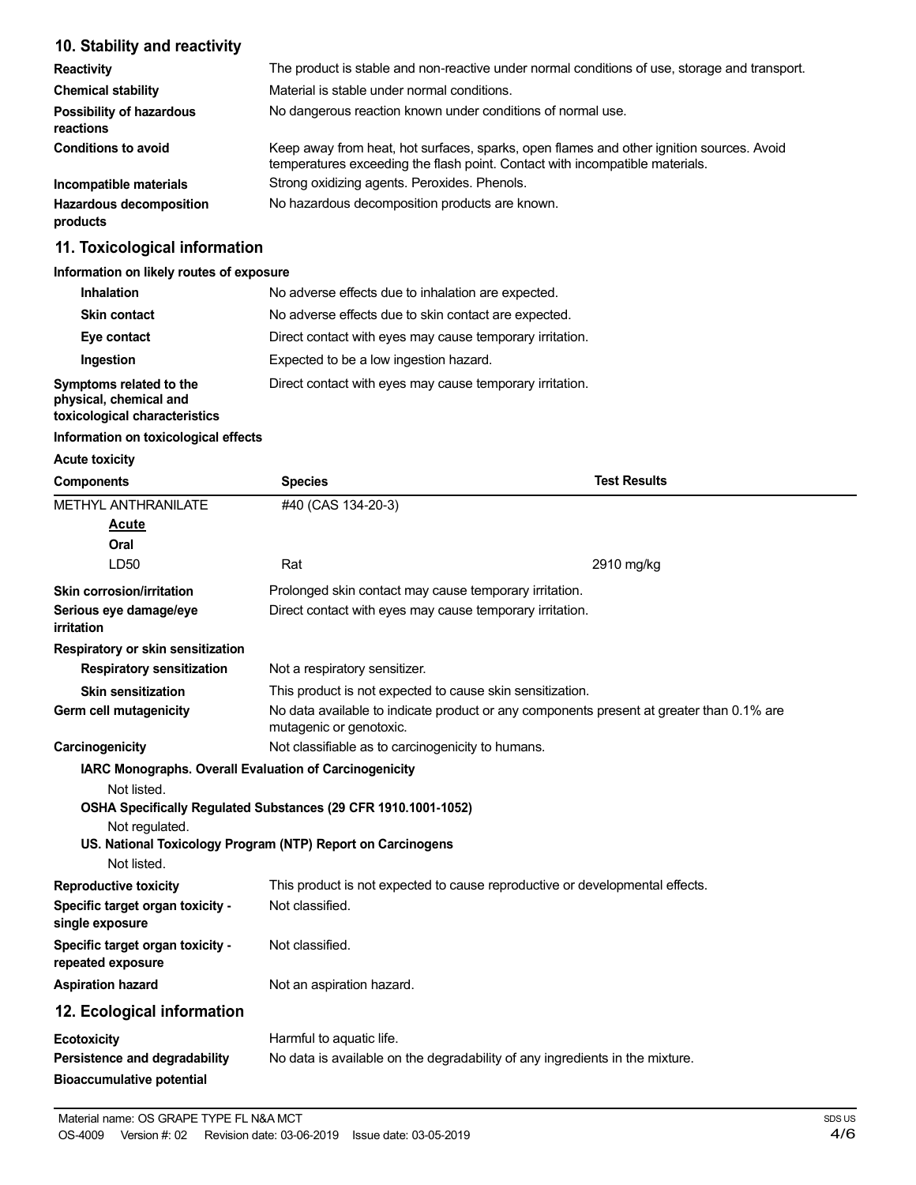## 10. Stability and reactivity

| | |
|---|---|
| **Reactivity** | The product is stable and non-reactive under normal conditions of use, storage and transport. |
| **Chemical stability** | Material is stable under normal conditions. |
| **Possibility of hazardous reactions** | No dangerous reaction known under conditions of normal use. |
| **Conditions to avoid** | Keep away from heat, hot surfaces, sparks, open flames and other ignition sources. Avoid temperatures exceeding the flash point. Contact with incompatible materials. |
| **Incompatible materials** | Strong oxidizing agents. Peroxides. Phenols. |
| **Hazardous decomposition products** | No hazardous decomposition products are known. |

## 11. Toxicological information

**Information on likely routes of exposure**

| | |
|---|---|
| **Inhalation** | No adverse effects due to inhalation are expected. |
| **Skin contact** | No adverse effects due to skin contact are expected. |
| **Eye contact** | Direct contact with eyes may cause temporary irritation. |
| **Ingestion** | Expected to be a low ingestion hazard. |
| **Symptoms related to the physical, chemical and toxicological characteristics** | Direct contact with eyes may cause temporary irritation. |

**Information on toxicological effects**

**Acute toxicity**

| Components | Species | Test Results |
|---|---|---|
| METHYL ANTHRANILATE | #40 (CAS 134-20-3) | |
| **Acute** | | |
| **Oral** | | |
| LD50 | Rat | 2910 mg/kg |

| | |
|---|---|
| **Skin corrosion/irritation** | Prolonged skin contact may cause temporary irritation. |
| **Serious eye damage/eye irritation** | Direct contact with eyes may cause temporary irritation. |
| **Respiratory or skin sensitization** | |
| **Respiratory sensitization** | Not a respiratory sensitizer. |
| **Skin sensitization** | This product is not expected to cause skin sensitization. |
| **Germ cell mutagenicity** | No data available to indicate product or any components present at greater than 0.1% are mutagenic or genotoxic. |
| **Carcinogenicity** | Not classifiable as to carcinogenicity to humans. |

**IARC Monographs. Overall Evaluation of Carcinogenicity**

Not listed.

**OSHA Specifically Regulated Substances (29 CFR 1910.1001-1052)**

Not regulated.

**US. National Toxicology Program (NTP) Report on Carcinogens**

Not listed.

| | |
|---|---|
| **Reproductive toxicity** | This product is not expected to cause reproductive or developmental effects. |
| **Specific target organ toxicity - single exposure** | Not classified. |
| **Specific target organ toxicity - repeated exposure** | Not classified. |
| **Aspiration hazard** | Not an aspiration hazard. |

## 12. Ecological information

| | |
|---|---|
| **Ecotoxicity** | Harmful to aquatic life. |
| **Persistence and degradability** | No data is available on the degradability of any ingredients in the mixture. |
| **Bioaccumulative potential** | |

Material name: OS GRAPE TYPE FL N&A MCT

OS-4009 Version #: 02 Revision date: 03-06-2019 Issue date: 03-05-2019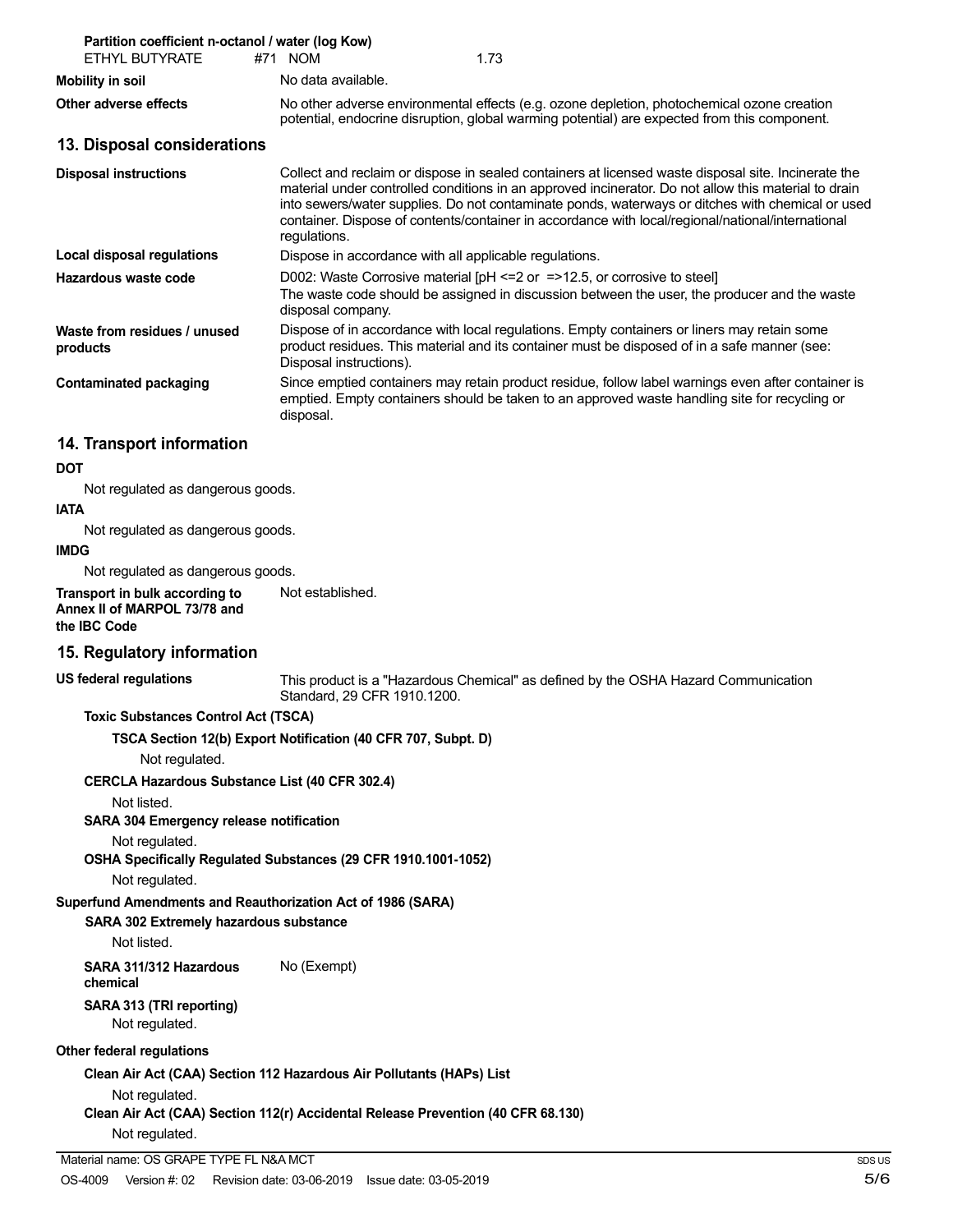**Partition coefficient n-octanol / water (log Kow)**

| | | |
|---|---|---|
| ETHYL BUTYRATE | #71 NOM | 1.73 |

**Mobility in soil** No data available.

**Other adverse effects** No other adverse environmental effects (e.g. ozone depletion, photochemical ozone creation potential, endocrine disruption, global warming potential) are expected from this component.

## 13. Disposal considerations

**Disposal instructions** Collect and reclaim or dispose in sealed containers at licensed waste disposal site. Incinerate the material under controlled conditions in an approved incinerator. Do not allow this material to drain into sewers/water supplies. Do not contaminate ponds, waterways or ditches with chemical or used container. Dispose of contents/container in accordance with local/regional/national/international regulations.

**Local disposal regulations** Dispose in accordance with all applicable regulations.

**Hazardous waste code** D002: Waste Corrosive material [pH <=2 or =>12.5, or corrosive to steel]
The waste code should be assigned in discussion between the user, the producer and the waste disposal company.

**Waste from residues / unused products** Dispose of in accordance with local regulations. Empty containers or liners may retain some product residues. This material and its container must be disposed of in a safe manner (see: Disposal instructions).

**Contaminated packaging** Since emptied containers may retain product residue, follow label warnings even after container is emptied. Empty containers should be taken to an approved waste handling site for recycling or disposal.

## 14. Transport information

**DOT**

Not regulated as dangerous goods.

**IATA**

Not regulated as dangerous goods.

**IMDG**

Not regulated as dangerous goods.

**Transport in bulk according to Annex II of MARPOL 73/78 and the IBC Code** Not established.

## 15. Regulatory information

**US federal regulations** This product is a "Hazardous Chemical" as defined by the OSHA Hazard Communication Standard, 29 CFR 1910.1200.

**Toxic Substances Control Act (TSCA)**

**TSCA Section 12(b) Export Notification (40 CFR 707, Subpt. D)**

Not regulated.

**CERCLA Hazardous Substance List (40 CFR 302.4)**

Not listed.

**SARA 304 Emergency release notification**

Not regulated.

**OSHA Specifically Regulated Substances (29 CFR 1910.1001-1052)**

Not regulated.

**Superfund Amendments and Reauthorization Act of 1986 (SARA)**

**SARA 302 Extremely hazardous substance**

Not listed.

**SARA 311/312 Hazardous chemical** No (Exempt)

**SARA 313 (TRI reporting)**

Not regulated.

**Other federal regulations**

**Clean Air Act (CAA) Section 112 Hazardous Air Pollutants (HAPs) List**

Not regulated.

**Clean Air Act (CAA) Section 112(r) Accidental Release Prevention (40 CFR 68.130)**

Not regulated.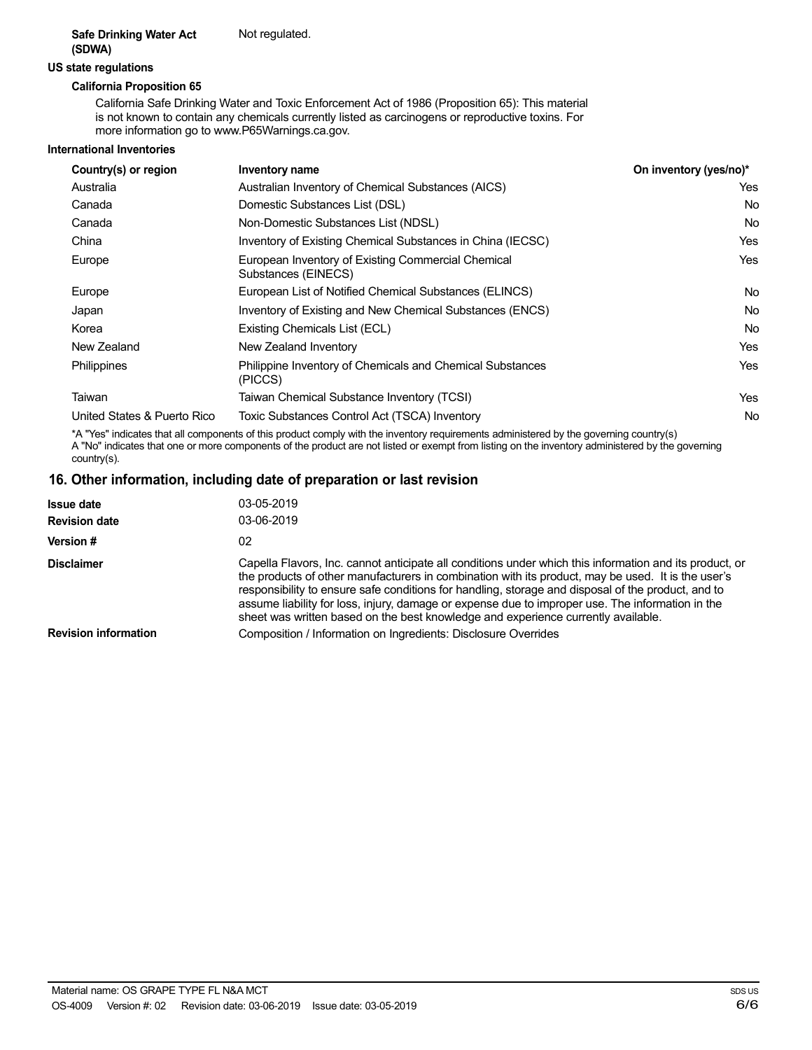**Safe Drinking Water Act (SDWA)** Not regulated.

**US state regulations**

**California Proposition 65**

California Safe Drinking Water and Toxic Enforcement Act of 1986 (Proposition 65): This material is not known to contain any chemicals currently listed as carcinogens or reproductive toxins. For more information go to www.P65Warnings.ca.gov.

**International Inventories**

| Country(s) or region | Inventory name | On inventory (yes/no)* |
|---|---|---|
| Australia | Australian Inventory of Chemical Substances (AICS) | Yes |
| Canada | Domestic Substances List (DSL) | No |
| Canada | Non-Domestic Substances List (NDSL) | No |
| China | Inventory of Existing Chemical Substances in China (IECSC) | Yes |
| Europe | European Inventory of Existing Commercial Chemical Substances (EINECS) | Yes |
| Europe | European List of Notified Chemical Substances (ELINCS) | No |
| Japan | Inventory of Existing and New Chemical Substances (ENCS) | No |
| Korea | Existing Chemicals List (ECL) | No |
| New Zealand | New Zealand Inventory | Yes |
| Philippines | Philippine Inventory of Chemicals and Chemical Substances (PICCS) | Yes |
| Taiwan | Taiwan Chemical Substance Inventory (TCSI) | Yes |
| United States & Puerto Rico | Toxic Substances Control Act (TSCA) Inventory | No |

*A "Yes" indicates that all components of this product comply with the inventory requirements administered by the governing country(s)
A "No" indicates that one or more components of the product are not listed or exempt from listing on the inventory administered by the governing country(s).

## 16. Other information, including date of preparation or last revision

**Issue date** 03-05-2019

**Revision date** 03-06-2019

**Version #** 02

**Disclaimer** Capella Flavors, Inc. cannot anticipate all conditions under which this information and its product, or the products of other manufacturers in combination with its product, may be used. It is the user's responsibility to ensure safe conditions for handling, storage and disposal of the product, and to assume liability for loss, injury, damage or expense due to improper use. The information in the sheet was written based on the best knowledge and experience currently available.

**Revision information** Composition / Information on Ingredients: Disclosure Overrides